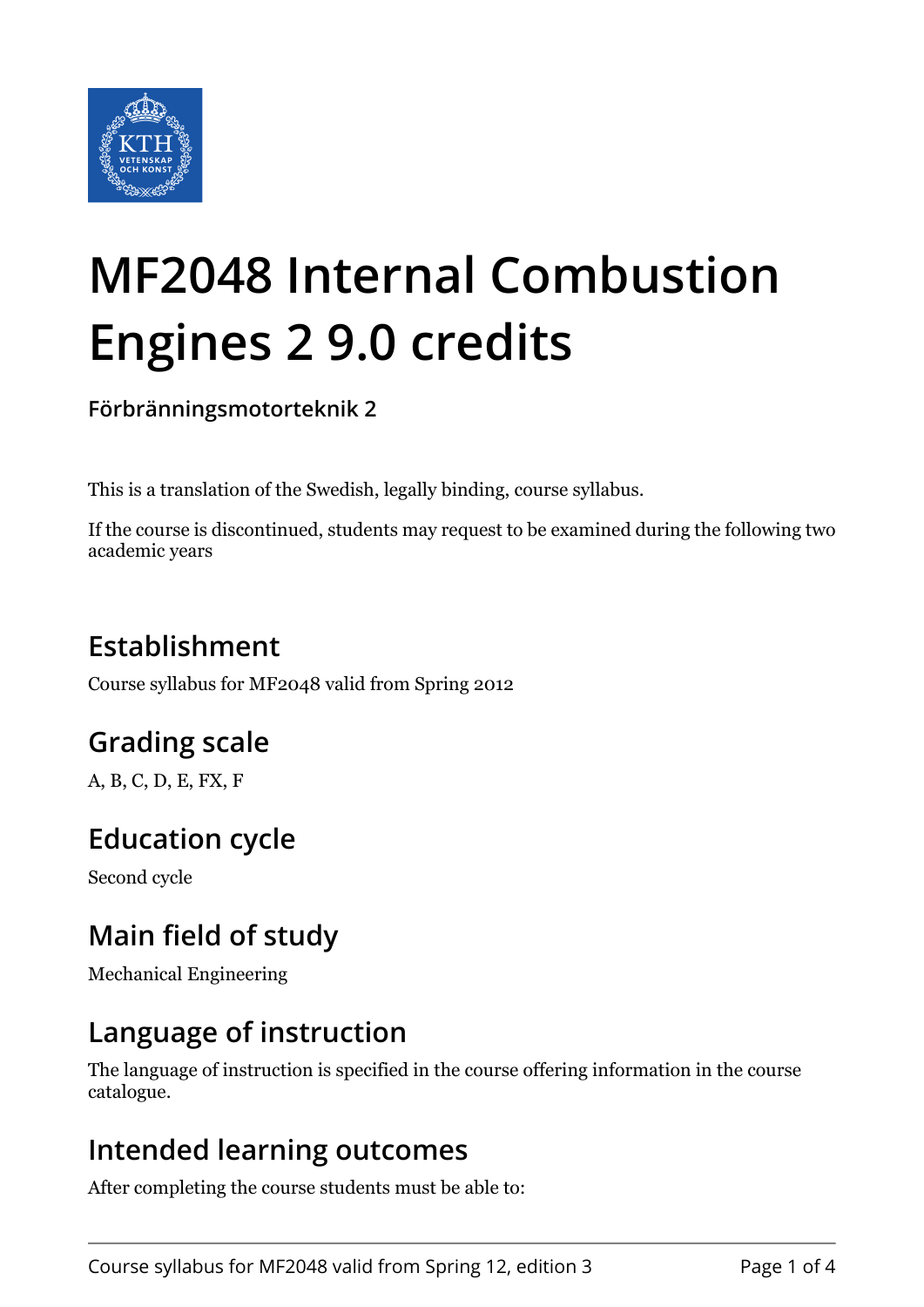# MF2048 Internal Combustion Engines 2 9.0 credits

**Förbränningsmotorteknik 2**

This is a translation of the Swedish, legally binding, course syllabus.

If the course is discontinued, students may request to be examined during the following two academic years

## Establishment

Course syllabus for MF2048 valid from Spring 2012

## Grading scale

A, B, C, D, E, FX, F

## Education cycle

Second cycle

## Main field of study

Mechanical Engineering

## Language of instruction

The language of instruction is specified in the course offering information in the course catalogue.

## Intended learning outcomes

After completing the course students must be able to: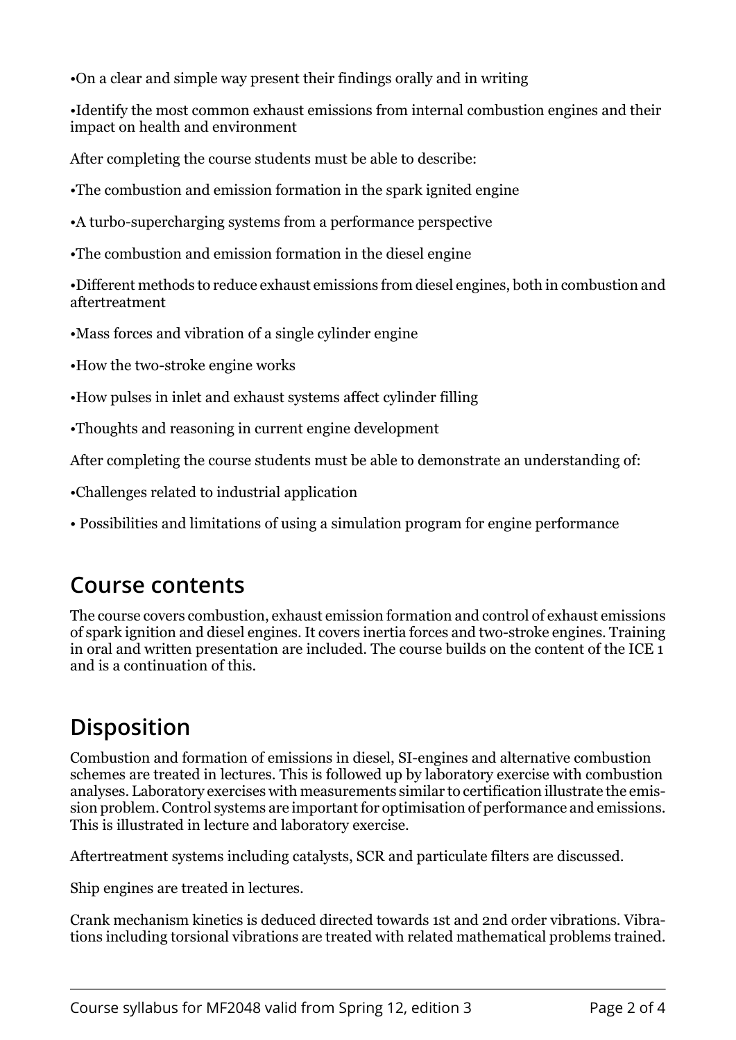•On a clear and simple way present their findings orally and in writing

•Identify the most common exhaust emissions from internal combustion engines and their impact on health and environment

After completing the course students must be able to describe:

•The combustion and emission formation in the spark ignited engine

•A turbo-supercharging systems from a performance perspective

•The combustion and emission formation in the diesel engine

•Different methods to reduce exhaust emissions from diesel engines, both in combustion and aftertreatment

•Mass forces and vibration of a single cylinder engine

•How the two-stroke engine works

•How pulses in inlet and exhaust systems affect cylinder filling

•Thoughts and reasoning in current engine development

After completing the course students must be able to demonstrate an understanding of:

•Challenges related to industrial application

• Possibilities and limitations of using a simulation program for engine performance

## Course contents

The course covers combustion, exhaust emission formation and control of exhaust emissions of spark ignition and diesel engines. It covers inertia forces and two-stroke engines. Training in oral and written presentation are included. The course builds on the content of the ICE 1 and is a continuation of this.

## Disposition

Combustion and formation of emissions in diesel, SI-engines and alternative combustion schemes are treated in lectures. This is followed up by laboratory exercise with combustion analyses. Laboratory exercises with measurements similar to certification illustrate the emission problem. Control systems are important for optimisation of performance and emissions. This is illustrated in lecture and laboratory exercise.

Aftertreatment systems including catalysts, SCR and particulate filters are discussed.

Ship engines are treated in lectures.

Crank mechanism kinetics is deduced directed towards 1st and 2nd order vibrations. Vibrations including torsional vibrations are treated with related mathematical problems trained.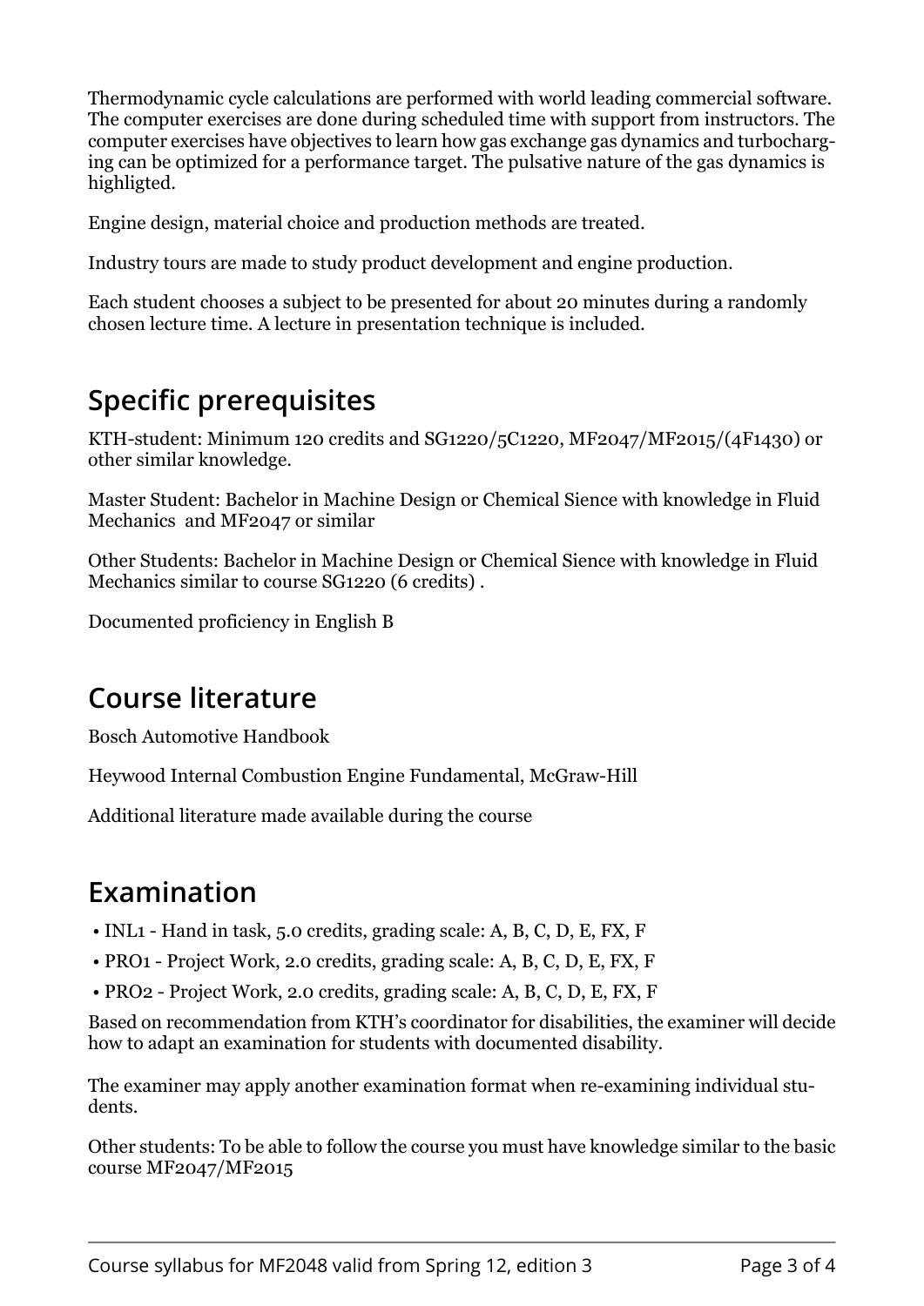Thermodynamic cycle calculations are performed with world leading commercial software. The computer exercises are done during scheduled time with support from instructors. The computer exercises have objectives to learn how gas exchange gas dynamics and turbocharging can be optimized for a performance target. The pulsative nature of the gas dynamics is highligted.

Engine design, material choice and production methods are treated.

Industry tours are made to study product development and engine production.

Each student chooses a subject to be presented for about 20 minutes during a randomly chosen lecture time. A lecture in presentation technique is included.

## Specific prerequisites

KTH-student: Minimum 120 credits and SG1220/5C1220, MF2047/MF2015/(4F1430) or other similar knowledge.

Master Student: Bachelor in Machine Design or Chemical Sience with knowledge in Fluid Mechanics and MF2047 or similar

Other Students: Bachelor in Machine Design or Chemical Sience with knowledge in Fluid Mechanics similar to course SG1220 (6 credits) .

Documented proficiency in English B

## Course literature

Bosch Automotive Handbook

Heywood Internal Combustion Engine Fundamental, McGraw-Hill

Additional literature made available during the course

## Examination

- INL1 - Hand in task, 5.0 credits, grading scale: A, B, C, D, E, FX, F
- PRO1 - Project Work, 2.0 credits, grading scale: A, B, C, D, E, FX, F
- PRO2 - Project Work, 2.0 credits, grading scale: A, B, C, D, E, FX, F

Based on recommendation from KTH's coordinator for disabilities, the examiner will decide how to adapt an examination for students with documented disability.

The examiner may apply another examination format when re-examining individual students.

Other students: To be able to follow the course you must have knowledge similar to the basic course MF2047/MF2015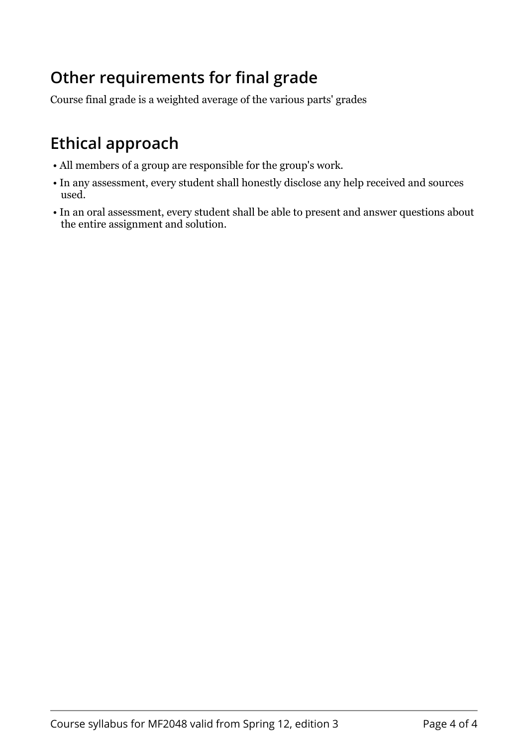## Other requirements for final grade

Course final grade is a weighted average of the various parts' grades

## Ethical approach

- All members of a group are responsible for the group's work.
- In any assessment, every student shall honestly disclose any help received and sources used.
- In an oral assessment, every student shall be able to present and answer questions about the entire assignment and solution.